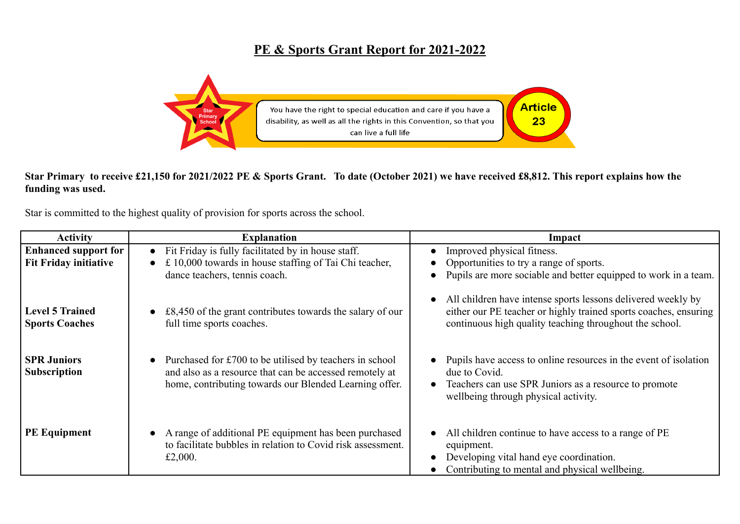# PE & Sports Grant Report for 2021-2022

Star Primary School

You have the right to special education and care if you have a disability, as well as all the rights in this Convention, so that you can live a full life

Article 23

**Star Primary to receive £21,150 for 2021/2022 PE & Sports Grant. To date (October 2021) we have received £8,812. This report explains how the funding was used.**

Star is committed to the highest quality of provision for sports across the school.

| Activity | Explanation | Impact |
|---|---|---|
| **Enhanced support for Fit Friday initiative** | • Fit Friday is fully facilitated by in house staff.<br>• £ 10,000 towards in house staffing of Tai Chi teacher, dance teachers, tennis coach. | • Improved physical fitness.<br>• Opportunities to try a range of sports.<br>• Pupils are more sociable and better equipped to work in a team. |
| **Level 5 Trained Sports Coaches** | • £8,450 of the grant contributes towards the salary of our full time sports coaches. | • All children have intense sports lessons delivered weekly by either our PE teacher or highly trained sports coaches, ensuring continuous high quality teaching throughout the school. |
| **SPR Juniors Subscription** | • Purchased for £700 to be utilised by teachers in school and also as a resource that can be accessed remotely at home, contributing towards our Blended Learning offer. | • Pupils have access to online resources in the event of isolation due to Covid.<br>• Teachers can use SPR Juniors as a resource to promote wellbeing through physical activity. |
| **PE Equipment** | • A range of additional PE equipment has been purchased to facilitate bubbles in relation to Covid risk assessment. £2,000. | • All children continue to have access to a range of PE equipment.<br>• Developing vital hand eye coordination.<br>• Contributing to mental and physical wellbeing. |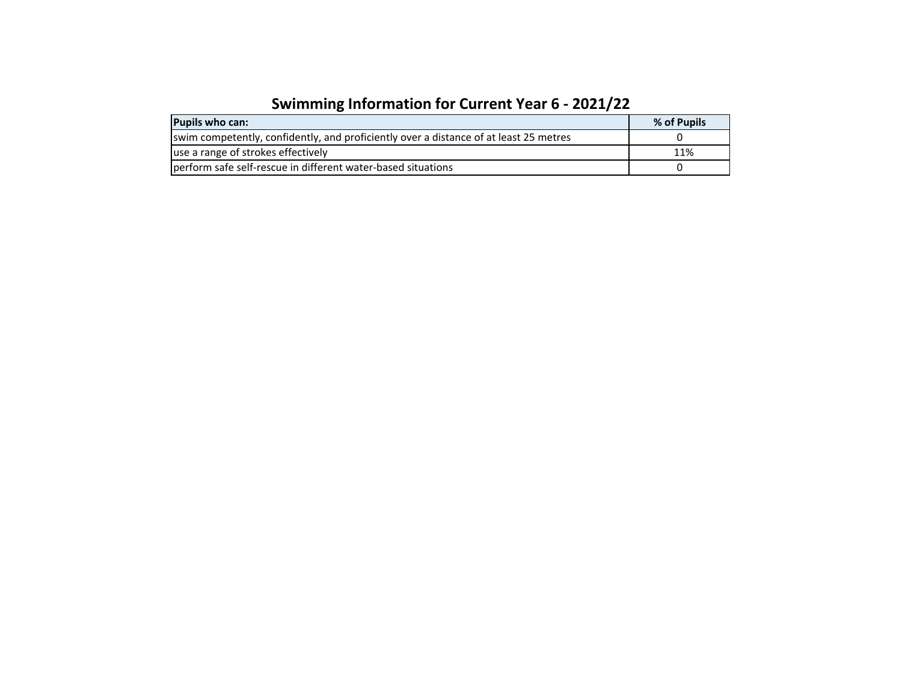## Swimming Information for Current Year 6 - 2021/22

| Pupils who can: | % of Pupils |
| --- | --- |
| swim competently, confidently, and proficiently over a distance of at least 25 metres | 0 |
| use a range of strokes effectively | 11% |
| perform safe self-rescue in different water-based situations | 0 |